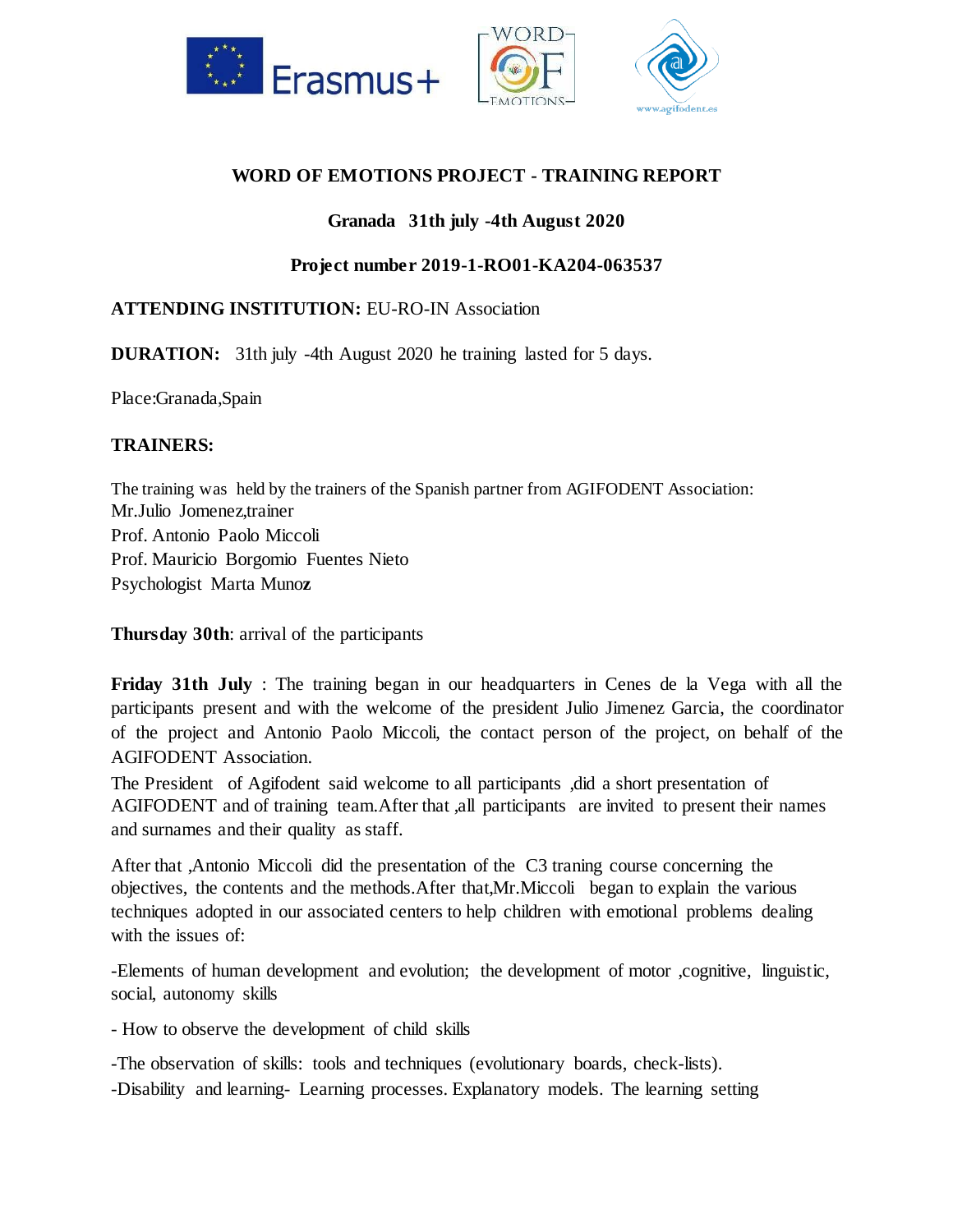## WORD OF EMOTIONS PROJECT - TRAINING REPORT

### Granada 31th july -4th August 2020

### Project number 2019-1-RO01-KA204-063537

**ATTENDING INSTITUTION:** EU-RO-IN Association

**DURATION:** 31th july -4th August 2020 he training lasted for 5 days.

Place:Granada,Spain

**TRAINERS:**

The training was held by the trainers of the Spanish partner from AGIFODENT Association:
Mr.Julio Jomenez,trainer
Prof. Antonio Paolo Miccoli
Prof. Mauricio Borgomio Fuentes Nieto
Psychologist Marta Munoz

**Thursday 30th**: arrival of the participants

**Friday 31th July** : The training began in our headquarters in Cenes de la Vega with all the participants present and with the welcome of the president Julio Jimenez Garcia, the coordinator of the project and Antonio Paolo Miccoli, the contact person of the project, on behalf of the AGIFODENT Association.

The President of Agifodent said welcome to all participants ,did a short presentation of AGIFODENT and of training team.After that ,all participants are invited to present their names and surnames and their quality as staff.

After that ,Antonio Miccoli did the presentation of the C3 traning course concerning the objectives, the contents and the methods.After that,Mr.Miccoli began to explain the various techniques adopted in our associated centers to help children with emotional problems dealing with the issues of:

-Elements of human development and evolution; the development of motor ,cognitive, linguistic, social, autonomy skills

- How to observe the development of child skills

-The observation of skills: tools and techniques (evolutionary boards, check-lists).

-Disability and learning- Learning processes. Explanatory models. The learning setting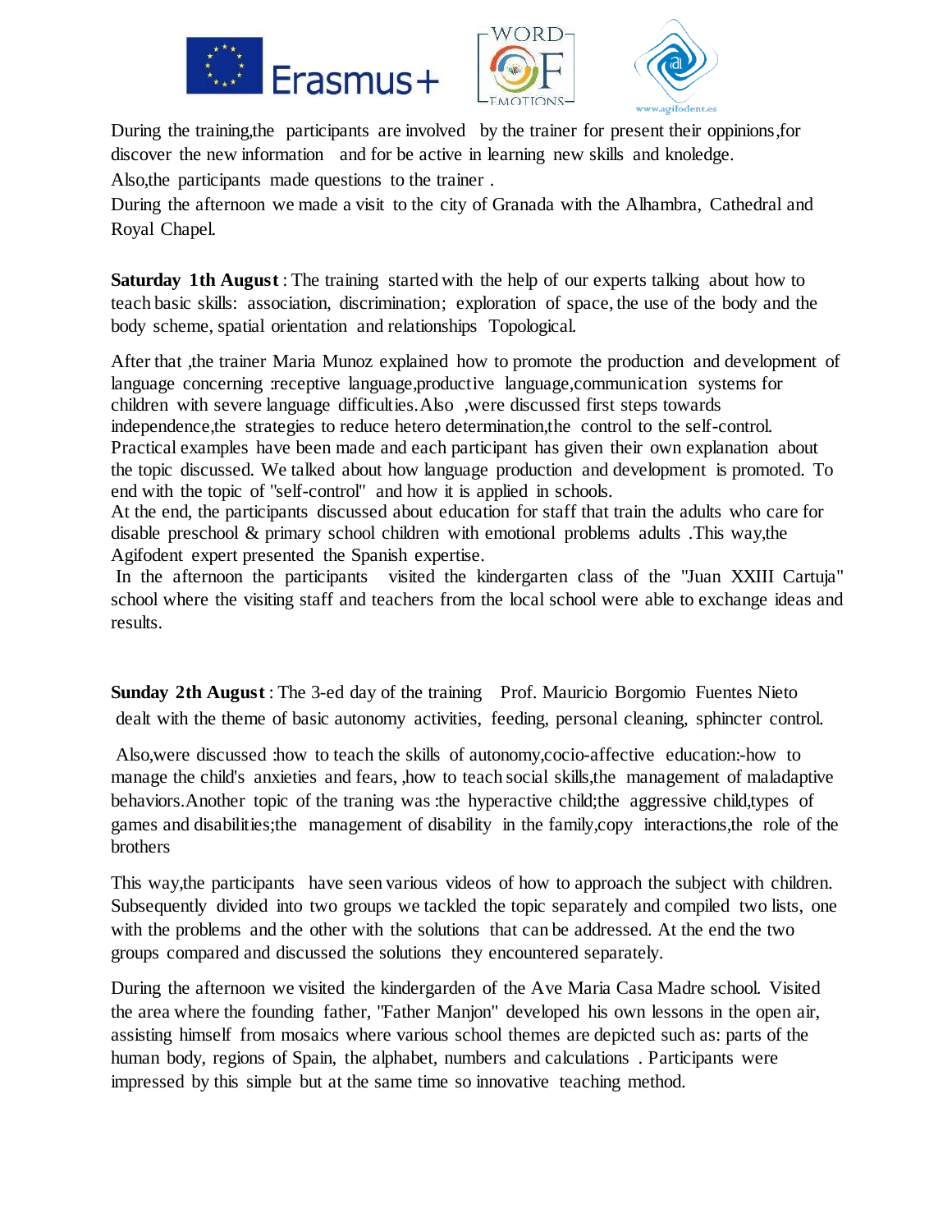During the training,the participants are involved by the trainer for present their oppinions,for discover the new information and for be active in learning new skills and knoledge.

Also,the participants made questions to the trainer .

During the afternoon we made a visit to the city of Granada with the Alhambra, Cathedral and Royal Chapel.

**Saturday 1th August** : The training started with the help of our experts talking about how to teach basic skills: association, discrimination; exploration of space, the use of the body and the body scheme, spatial orientation and relationships Topological.

After that ,the trainer Maria Munoz explained how to promote the production and development of language concerning :receptive language,productive language,communication systems for children with severe language difficulties.Also ,were discussed first steps towards independence,the strategies to reduce hetero determination,the control to the self-control. Practical examples have been made and each participant has given their own explanation about the topic discussed. We talked about how language production and development is promoted. To end with the topic of "self-control" and how it is applied in schools.

At the end, the participants discussed about education for staff that train the adults who care for disable preschool & primary school children with emotional problems adults .This way,the Agifodent expert presented the Spanish expertise.

In the afternoon the participants visited the kindergarten class of the "Juan XXIII Cartuja" school where the visiting staff and teachers from the local school were able to exchange ideas and results.

**Sunday 2th August** : The 3-ed day of the training Prof. Mauricio Borgomio Fuentes Nieto dealt with the theme of basic autonomy activities, feeding, personal cleaning, sphincter control.

Also,were discussed :how to teach the skills of autonomy,cocio-affective education:-how to manage the child's anxieties and fears, ,how to teach social skills,the management of maladaptive behaviors.Another topic of the traning was :the hyperactive child;the aggressive child,types of games and disabilities;the management of disability in the family,copy interactions,the role of the brothers

This way,the participants have seen various videos of how to approach the subject with children. Subsequently divided into two groups we tackled the topic separately and compiled two lists, one with the problems and the other with the solutions that can be addressed. At the end the two groups compared and discussed the solutions they encountered separately.

During the afternoon we visited the kindergarden of the Ave Maria Casa Madre school. Visited the area where the founding father, "Father Manjon" developed his own lessons in the open air, assisting himself from mosaics where various school themes are depicted such as: parts of the human body, regions of Spain, the alphabet, numbers and calculations . Participants were impressed by this simple but at the same time so innovative teaching method.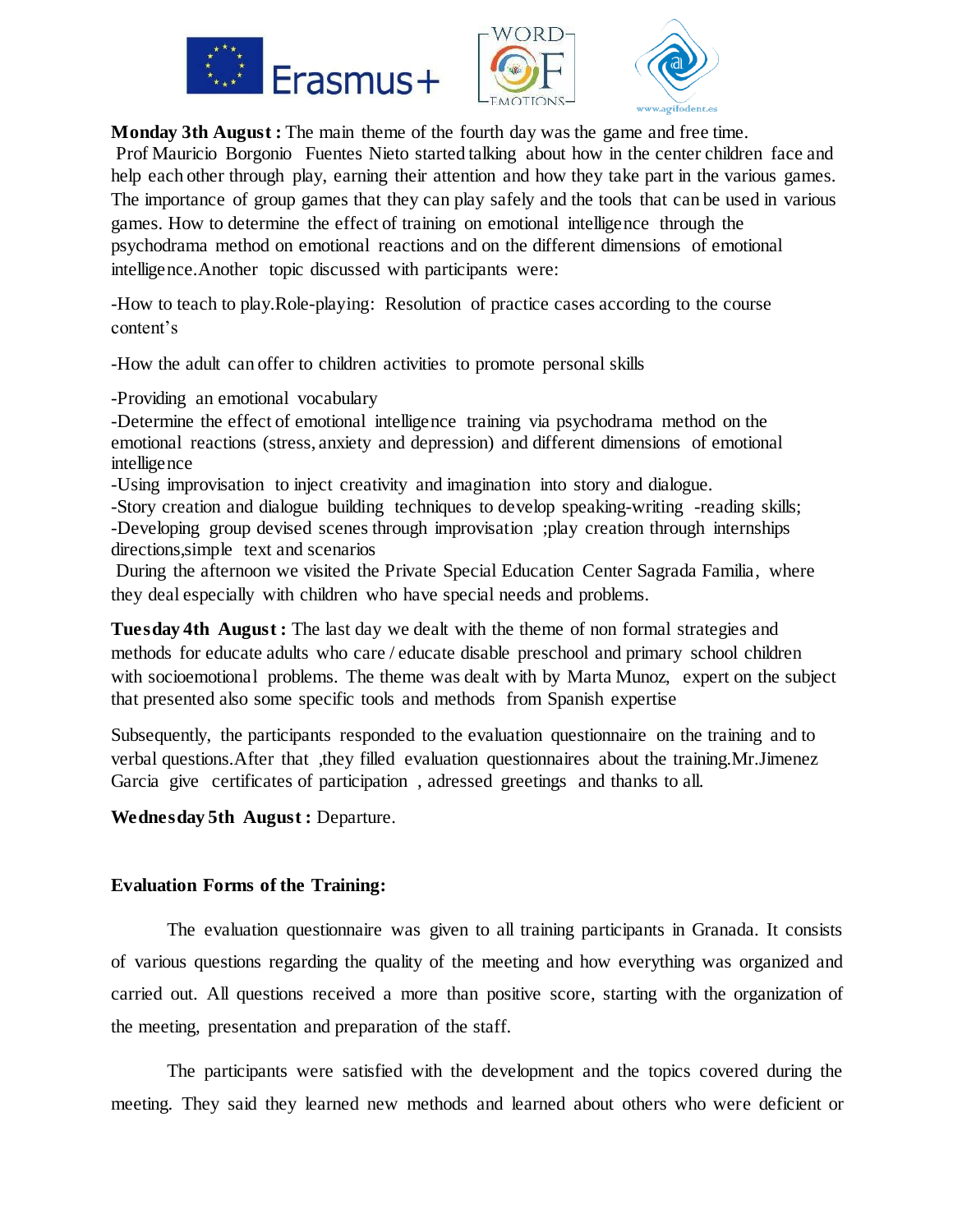**Monday 3th August :** The main theme of the fourth day was the game and free time. Prof Mauricio Borgonio Fuentes Nieto started talking about how in the center children face and help each other through play, earning their attention and how they take part in the various games. The importance of group games that they can play safely and the tools that can be used in various games. How to determine the effect of training on emotional intelligence through the psychodrama method on emotional reactions and on the different dimensions of emotional intelligence.Another topic discussed with participants were:

-How to teach to play.Role-playing: Resolution of practice cases according to the course content's

-How the adult can offer to children activities to promote personal skills

-Providing an emotional vocabulary
-Determine the effect of emotional intelligence training via psychodrama method on the emotional reactions (stress, anxiety and depression) and different dimensions of emotional intelligence
-Using improvisation to inject creativity and imagination into story and dialogue.
-Story creation and dialogue building techniques to develop speaking-writing -reading skills;
-Developing group devised scenes through improvisation ;play creation through internships directions,simple text and scenarios
During the afternoon we visited the Private Special Education Center Sagrada Familia, where they deal especially with children who have special needs and problems.

**Tuesday 4th August :** The last day we dealt with the theme of non formal strategies and methods for educate adults who care / educate disable preschool and primary school children with socioemotional problems. The theme was dealt with by Marta Munoz, expert on the subject that presented also some specific tools and methods from Spanish expertise

Subsequently, the participants responded to the evaluation questionnaire on the training and to verbal questions.After that ,they filled evaluation questionnaires about the training.Mr.Jimenez Garcia give certificates of participation , adressed greetings and thanks to all.

**Wednesday 5th August :** Departure.

**Evaluation Forms of the Training:**

The evaluation questionnaire was given to all training participants in Granada. It consists of various questions regarding the quality of the meeting and how everything was organized and carried out. All questions received a more than positive score, starting with the organization of the meeting, presentation and preparation of the staff.

The participants were satisfied with the development and the topics covered during the meeting. They said they learned new methods and learned about others who were deficient or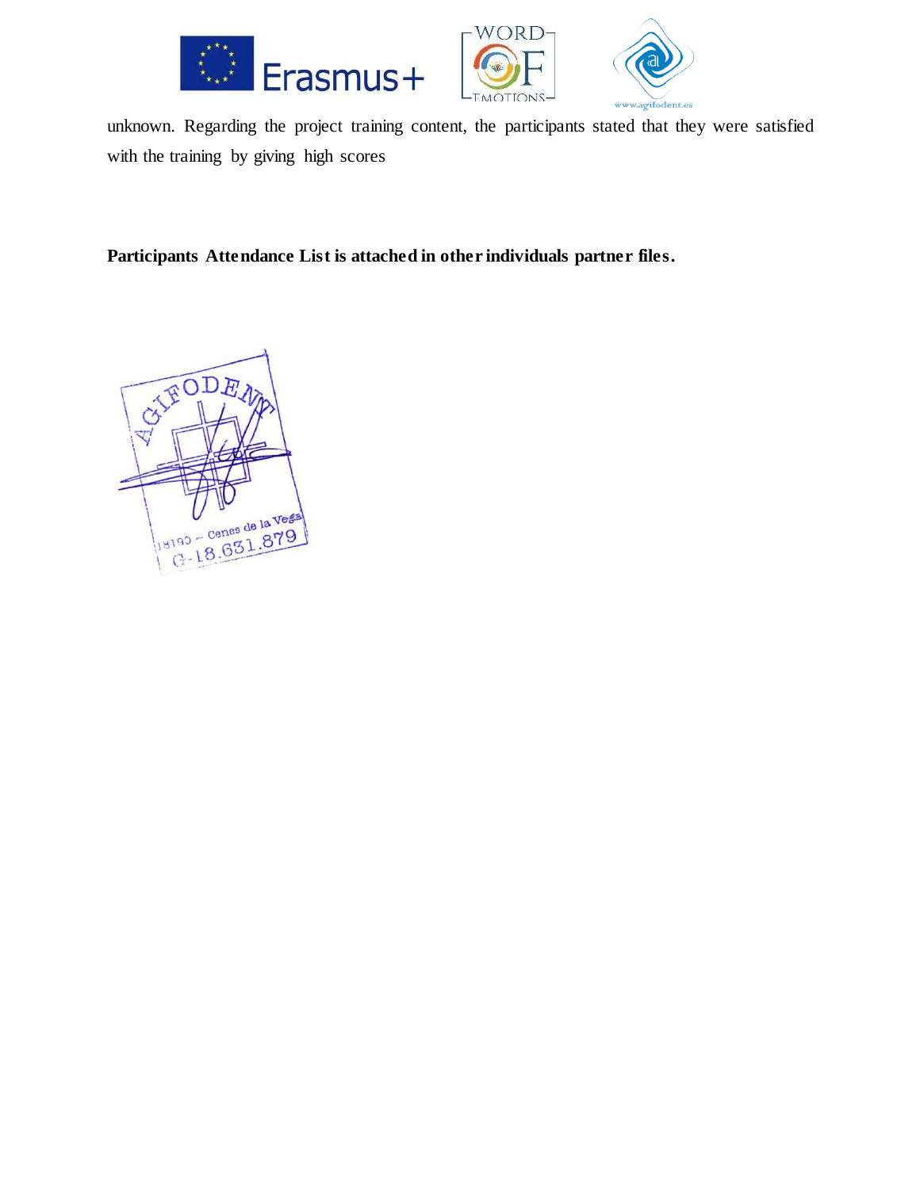unknown. Regarding the project training content, the participants stated that they were satisfied with the training by giving high scores

**Participants Attendance List is attached in other individuals partner files.**